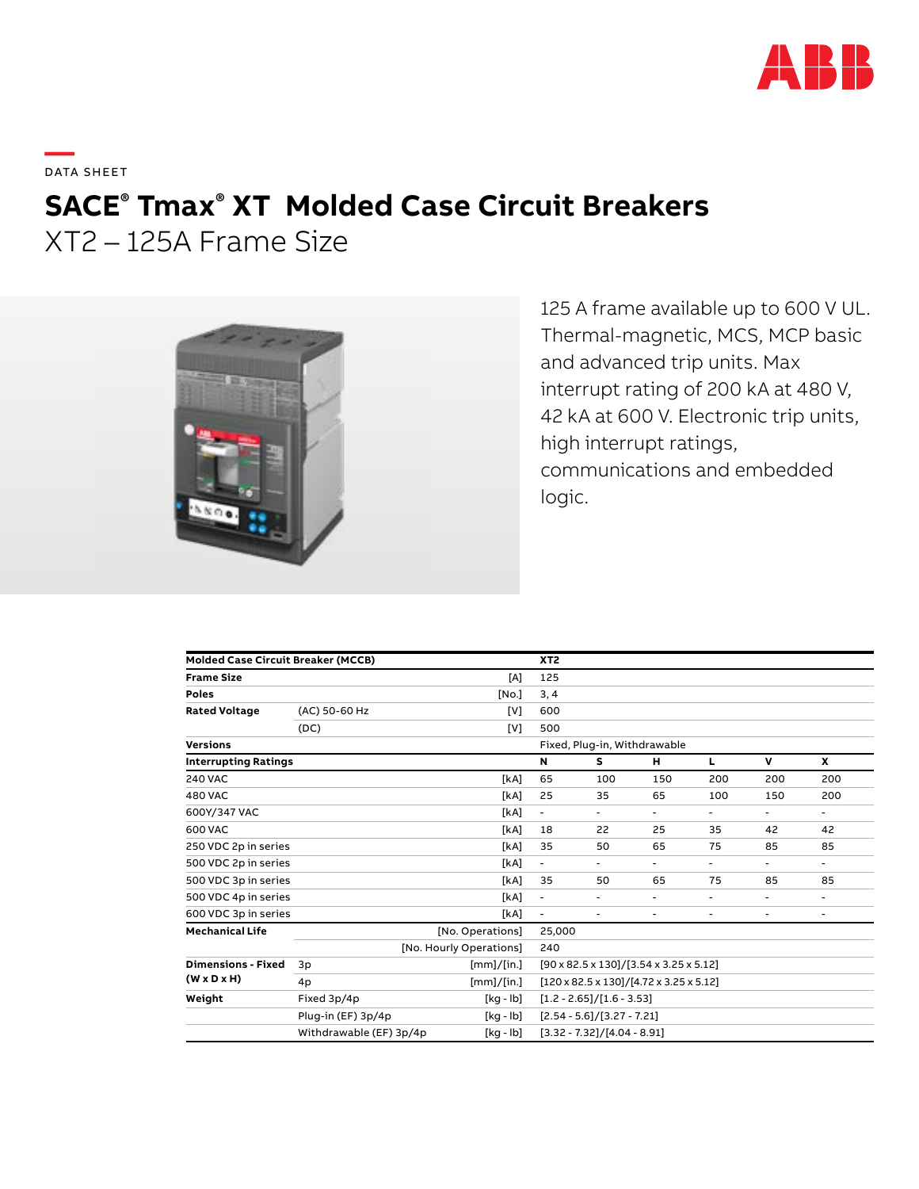DATA SHEET

# SACE® Tmax® XT Molded Case Circuit Breakers

## XT2 – 125A Frame Size

125 A frame available up to 600 V UL. Thermal-magnetic, MCS, MCP basic and advanced trip units. Max interrupt rating of 200 kA at 480 V, 42 kA at 600 V. Electronic trip units, high interrupt ratings, communications and embedded logic.

| Molded Case Circuit Breaker (MCCB) | | | XT2 | | | | | |
|---|---|---|---|---|---|---|---|---|
| **Frame Size** | | [A] | 125 | | | | | |
| **Poles** | | [No.] | 3, 4 | | | | | |
| **Rated Voltage** | (AC) 50-60 Hz | [V] | 600 | | | | | |
| | (DC) | [V] | 500 | | | | | |
| **Versions** | | | Fixed, Plug-in, Withdrawable | | | | | |
| **Interrupting Ratings** | | | **N** | **S** | **H** | **L** | **V** | **X** |
| 240 VAC | | [kA] | 65 | 100 | 150 | 200 | 200 | 200 |
| 480 VAC | | [kA] | 25 | 35 | 65 | 100 | 150 | 200 |
| 600Y/347 VAC | | [kA] | - | - | - | - | - | - |
| 600 VAC | | [kA] | 18 | 22 | 25 | 35 | 42 | 42 |
| 250 VDC 2p in series | | [kA] | 35 | 50 | 65 | 75 | 85 | 85 |
| 500 VDC 2p in series | | [kA] | - | - | - | - | - | - |
| 500 VDC 3p in series | | [kA] | 35 | 50 | 65 | 75 | 85 | 85 |
| 500 VDC 4p in series | | [kA] | - | - | - | - | - | - |
| 600 VDC 3p in series | | [kA] | - | - | - | - | - | - |
| **Mechanical Life** | | [No. Operations] | 25,000 | | | | | |
| | | [No. Hourly Operations] | 240 | | | | | |
| **Dimensions - Fixed (W x D x H)** | 3p | [mm]/[in.] | [90 x 82.5 x 130]/[3.54 x 3.25 x 5.12] | | | | | |
| | 4p | [mm]/[in.] | [120 x 82.5 x 130]/[4.72 x 3.25 x 5.12] | | | | | |
| **Weight** | Fixed 3p/4p | [kg - lb] | [1.2 - 2.65]/[1.6 - 3.53] | | | | | |
| | Plug-in (EF) 3p/4p | [kg - lb] | [2.54 - 5.6]/[3.27 - 7.21] | | | | | |
| | Withdrawable (EF) 3p/4p | [kg - lb] | [3.32 - 7.32]/[4.04 - 8.91] | | | | | |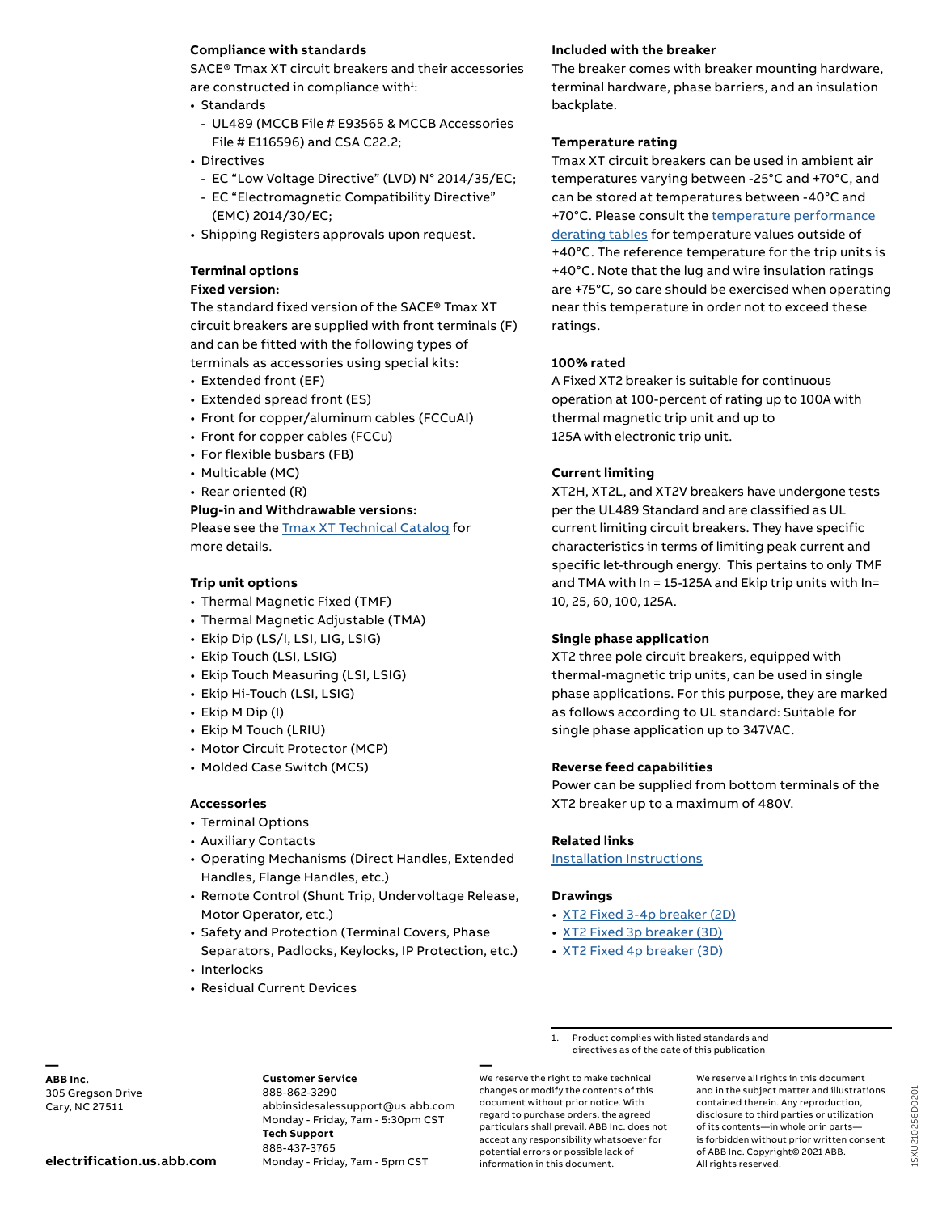### Compliance with standards

SACE® Tmax XT circuit breakers and their accessories are constructed in compliance with[1]:

- Standards
  - UL489 (MCCB File # E93565 & MCCB Accessories File # E116596) and CSA C22.2;
- Directives
  - EC "Low Voltage Directive" (LVD) N° 2014/35/EC;
  - EC "Electromagnetic Compatibility Directive" (EMC) 2014/30/EC;
- Shipping Registers approvals upon request.

### Terminal options

**Fixed version:**

The standard fixed version of the SACE® Tmax XT circuit breakers are supplied with front terminals (F) and can be fitted with the following types of terminals as accessories using special kits:

- Extended front (EF)
- Extended spread front (ES)
- Front for copper/aluminum cables (FCCuAl)
- Front for copper cables (FCCu)
- For flexible busbars (FB)
- Multicable (MC)
- Rear oriented (R)

**Plug-in and Withdrawable versions:**

Please see the Tmax XT Technical Catalog for more details.

### Trip unit options

- Thermal Magnetic Fixed (TMF)
- Thermal Magnetic Adjustable (TMA)
- Ekip Dip (LS/I, LSI, LIG, LSIG)
- Ekip Touch (LSI, LSIG)
- Ekip Touch Measuring (LSI, LSIG)
- Ekip Hi-Touch (LSI, LSIG)
- Ekip M Dip (I)
- Ekip M Touch (LRIU)
- Motor Circuit Protector (MCP)
- Molded Case Switch (MCS)

### Accessories

- Terminal Options
- Auxiliary Contacts
- Operating Mechanisms (Direct Handles, Extended Handles, Flange Handles, etc.)
- Remote Control (Shunt Trip, Undervoltage Release, Motor Operator, etc.)
- Safety and Protection (Terminal Covers, Phase Separators, Padlocks, Keylocks, IP Protection, etc.)
- Interlocks
- Residual Current Devices

### Included with the breaker

The breaker comes with breaker mounting hardware, terminal hardware, phase barriers, and an insulation backplate.

### Temperature rating

Tmax XT circuit breakers can be used in ambient air temperatures varying between -25°C and +70°C, and can be stored at temperatures between -40°C and +70°C. Please consult the temperature performance derating tables for temperature values outside of +40°C. The reference temperature for the trip units is +40°C. Note that the lug and wire insulation ratings are +75°C, so care should be exercised when operating near this temperature in order not to exceed these ratings.

### 100% rated

A Fixed XT2 breaker is suitable for continuous operation at 100-percent of rating up to 100A with thermal magnetic trip unit and up to 125A with electronic trip unit.

### Current limiting

XT2H, XT2L, and XT2V breakers have undergone tests per the UL489 Standard and are classified as UL current limiting circuit breakers. They have specific characteristics in terms of limiting peak current and specific let-through energy. This pertains to only TMF and TMA with In = 15-125A and Ekip trip units with In= 10, 25, 60, 100, 125A.

### Single phase application

XT2 three pole circuit breakers, equipped with thermal-magnetic trip units, can be used in single phase applications. For this purpose, they are marked as follows according to UL standard: Suitable for single phase application up to 347VAC.

### Reverse feed capabilities

Power can be supplied from bottom terminals of the XT2 breaker up to a maximum of 480V.

### Related links

Installation Instructions

### Drawings

- XT2 Fixed 3-4p breaker (2D)
- XT2 Fixed 3p breaker (3D)
- XT2 Fixed 4p breaker (3D)

1. Product complies with listed standards and directives as of the date of this publication

---

**ABB Inc.**
305 Gregson Drive
Cary, NC 27511

**electrification.us.abb.com**

**Customer Service**
888-862-3290
abbinsidesalessupport@us.abb.com
Monday - Friday, 7am - 5:30pm CST
**Tech Support**
888-437-3765
Monday - Friday, 7am - 5pm CST

We reserve the right to make technical changes or modify the contents of this document without prior notice. With regard to purchase orders, the agreed particulars shall prevail. ABB Inc. does not accept any responsibility whatsoever for potential errors or possible lack of information in this document.

We reserve all rights in this document and in the subject matter and illustrations contained therein. Any reproduction, disclosure to third parties or utilization of its contents—in whole or in parts—is forbidden without prior written consent of ABB Inc. Copyright© 2021 ABB. All rights reserved.

1SXU210256D0201